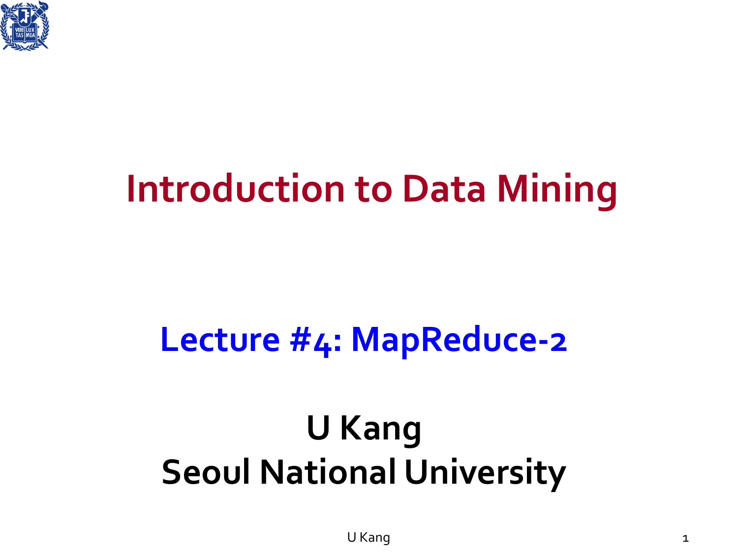# Introduction to Data Mining

## Lecture #4: MapReduce-2

**U Kang**
**Seoul National University**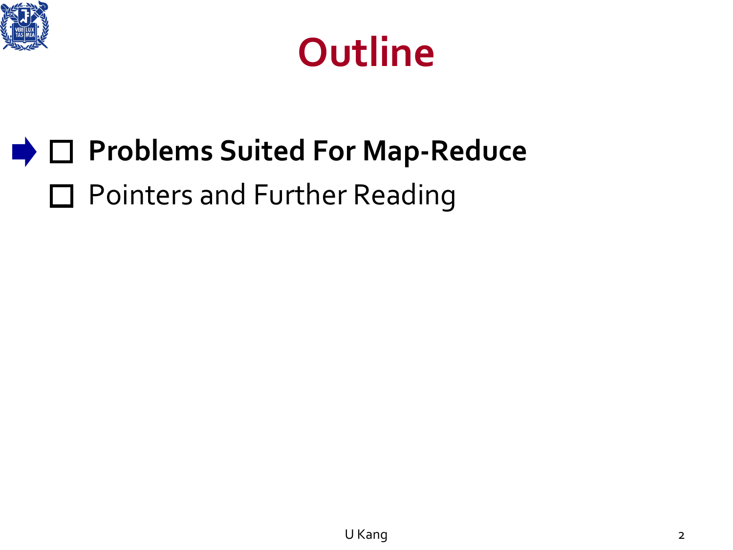# Outline

- ➡ ☐ **Problems Suited For Map-Reduce**
- ☐ Pointers and Further Reading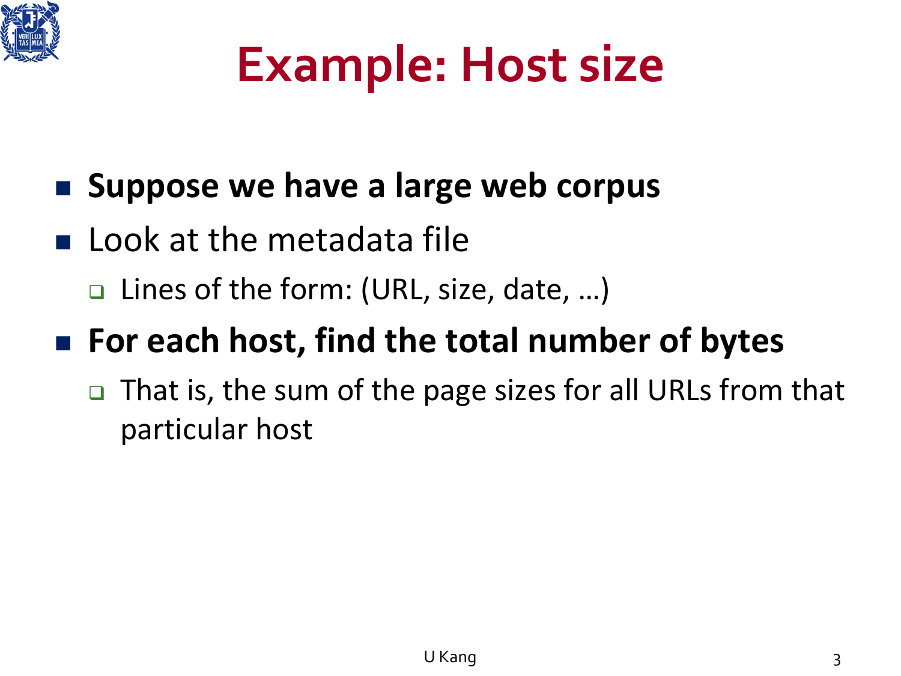# Example: Host size

- **Suppose we have a large web corpus**
- Look at the metadata file
  - Lines of the form: (URL, size, date, …)
- **For each host, find the total number of bytes**
  - That is, the sum of the page sizes for all URLs from that particular host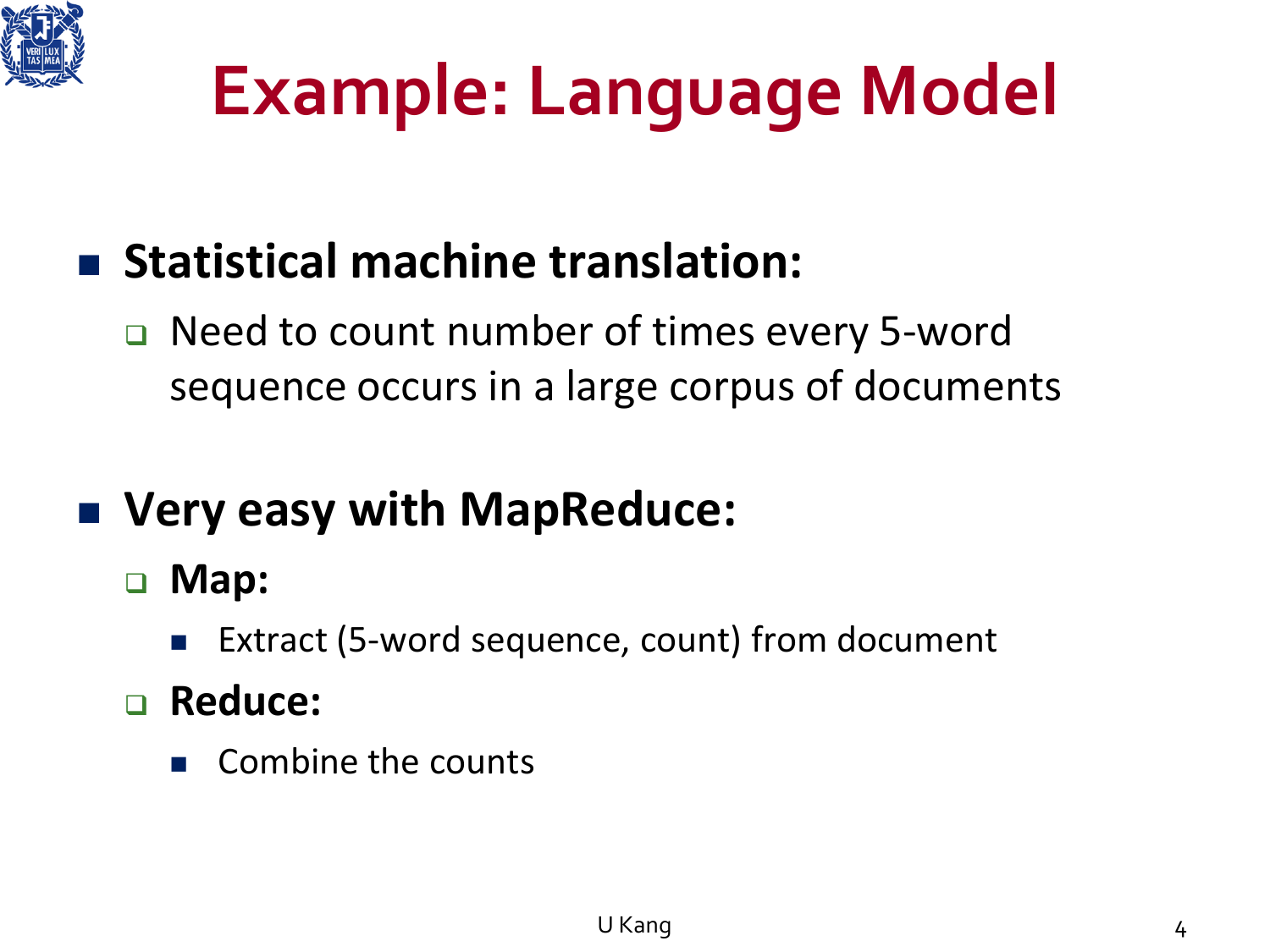# Example: Language Model

- **Statistical machine translation:**
  - Need to count number of times every 5-word sequence occurs in a large corpus of documents

- **Very easy with MapReduce:**
  - **Map:**
    - Extract (5-word sequence, count) from document
  - **Reduce:**
    - Combine the counts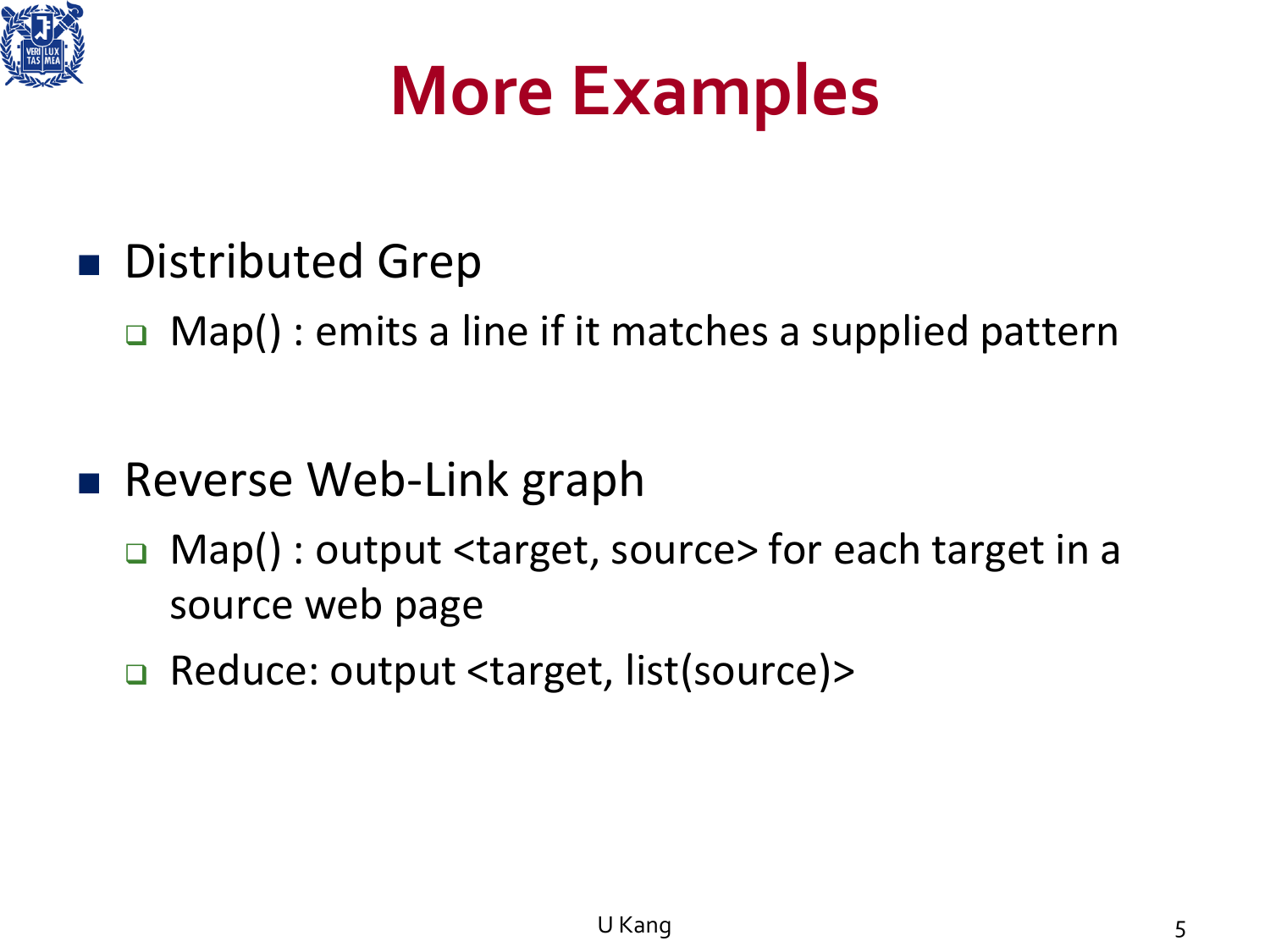# More Examples

- Distributed Grep
  - Map() : emits a line if it matches a supplied pattern

- Reverse Web-Link graph
  - Map() : output <target, source> for each target in a source web page
  - Reduce: output <target, list(source)>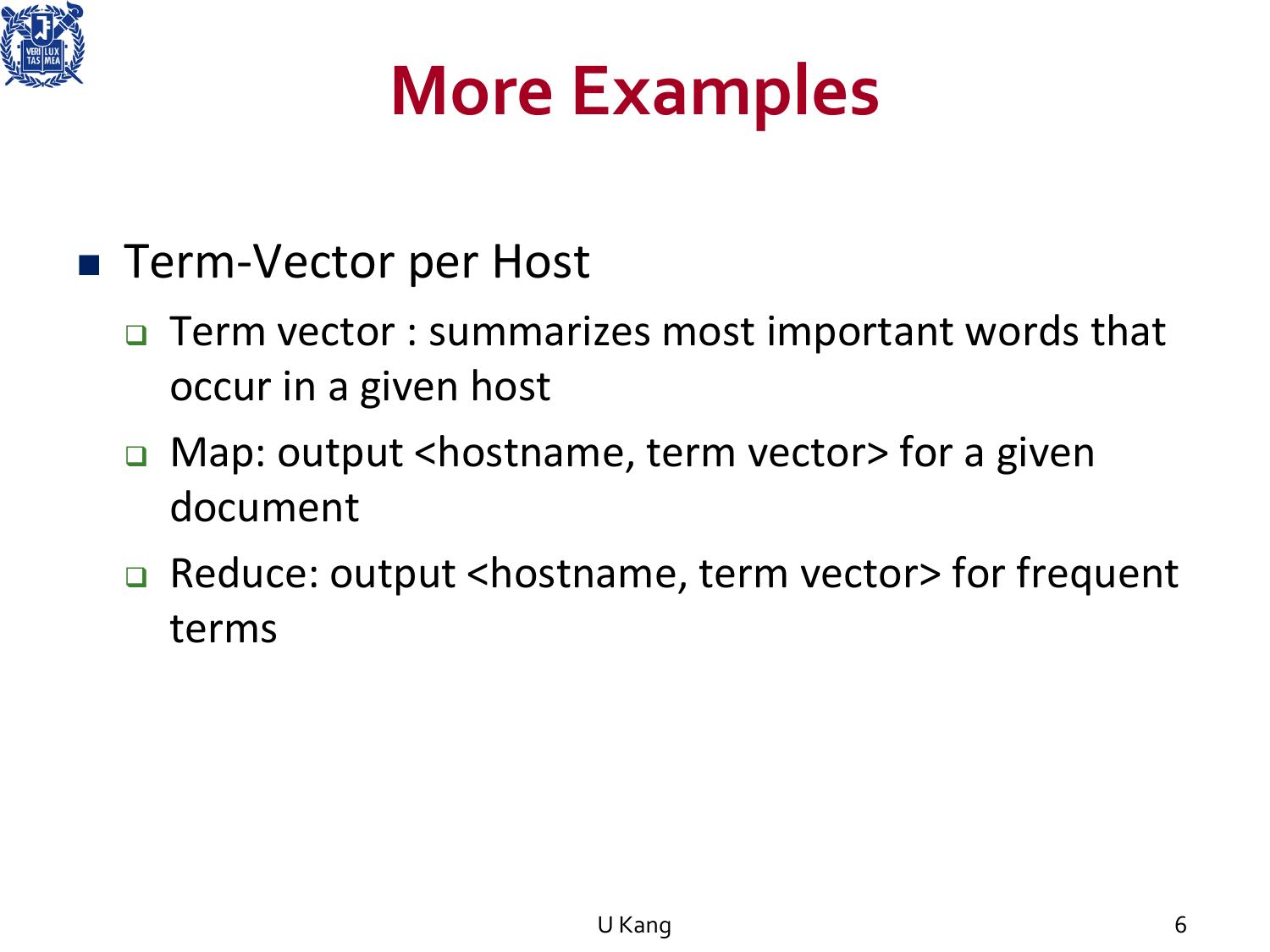# More Examples

- Term-Vector per Host
  - Term vector : summarizes most important words that occur in a given host
  - Map: output <hostname, term vector> for a given document
  - Reduce: output <hostname, term vector> for frequent terms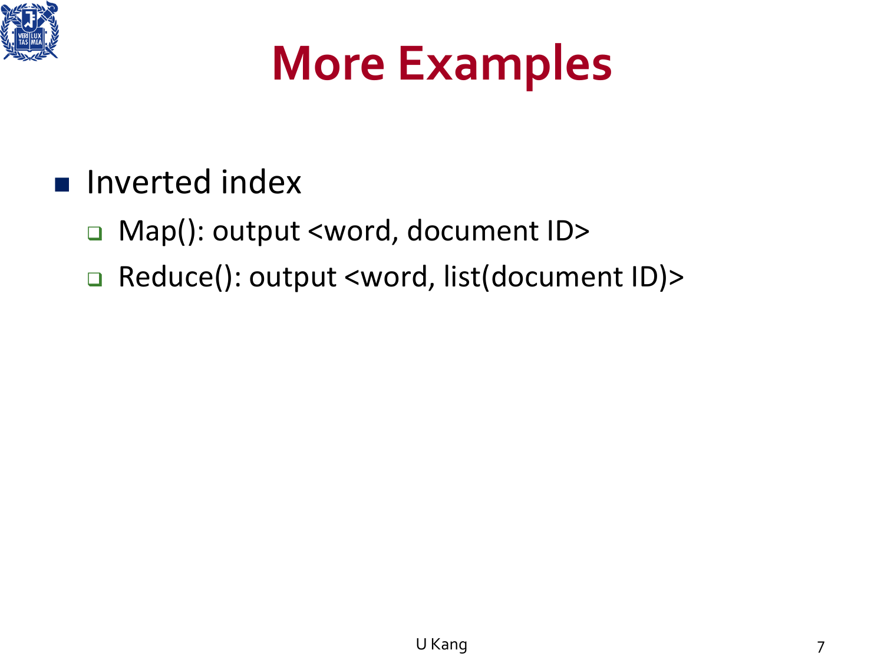# More Examples

- Inverted index
  - Map(): output <word, document ID>
  - Reduce(): output <word, list(document ID)>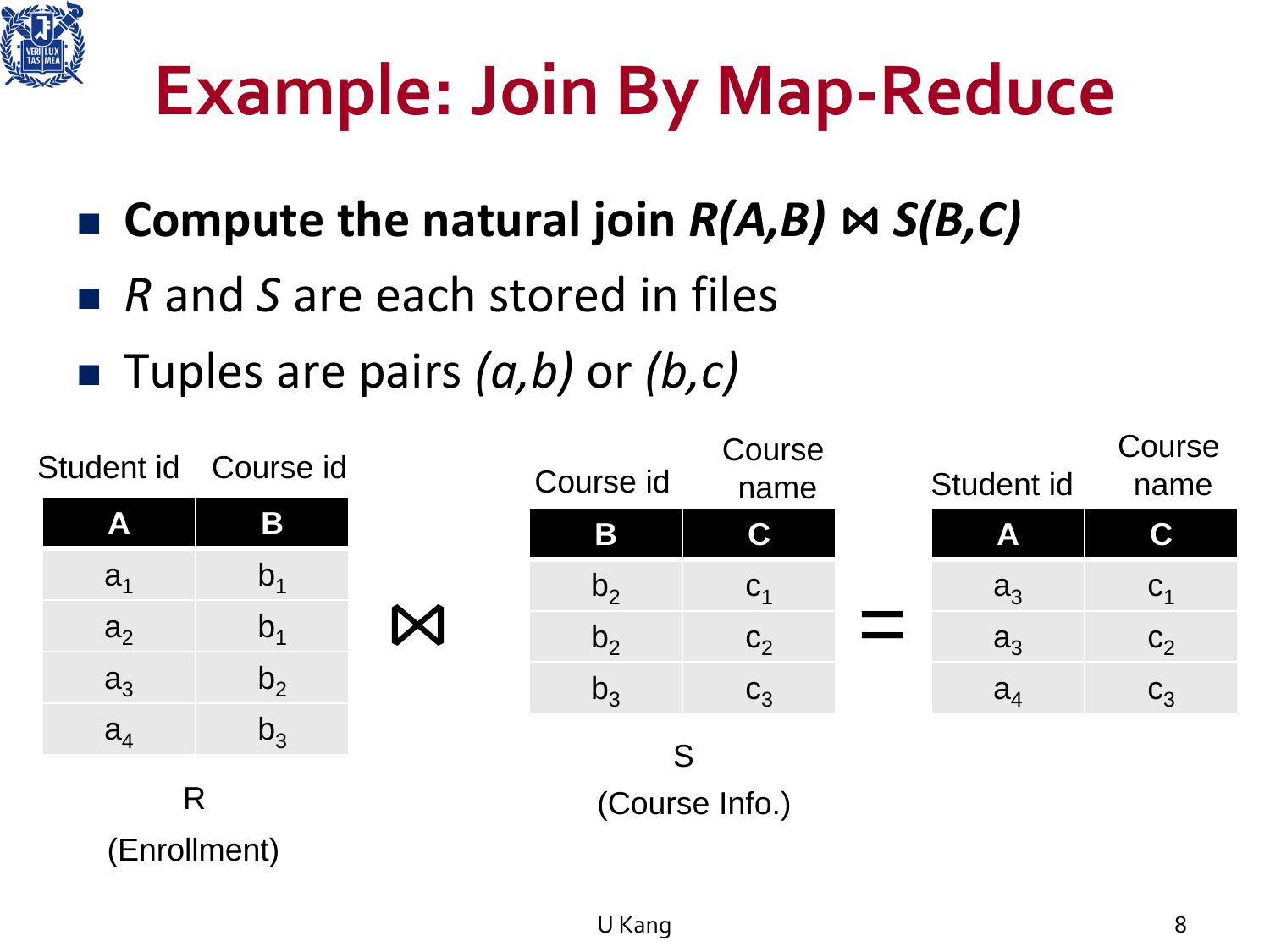# Example: Join By Map-Reduce

- **Compute the natural join** ***R(A,B)*** **⋈** ***S(B,C)***
- *R* and *S* are each stored in files
- Tuples are pairs *(a,b)* or *(b,c)*

R (Enrollment)

| A (Student id) | B (Course id) |
|---|---|
| $a_1$ | $b_1$ |
| $a_2$ | $b_1$ |
| $a_3$ | $b_2$ |
| $a_4$ | $b_3$ |

⋈

S (Course Info.)

| B (Course id) | C (Course name) |
|---|---|
| $b_2$ | $c_1$ |
| $b_2$ | $c_2$ |
| $b_3$ | $c_3$ |

=

| A (Student id) | C (Course name) |
|---|---|
| $a_3$ | $c_1$ |
| $a_3$ | $c_2$ |
| $a_4$ | $c_3$ |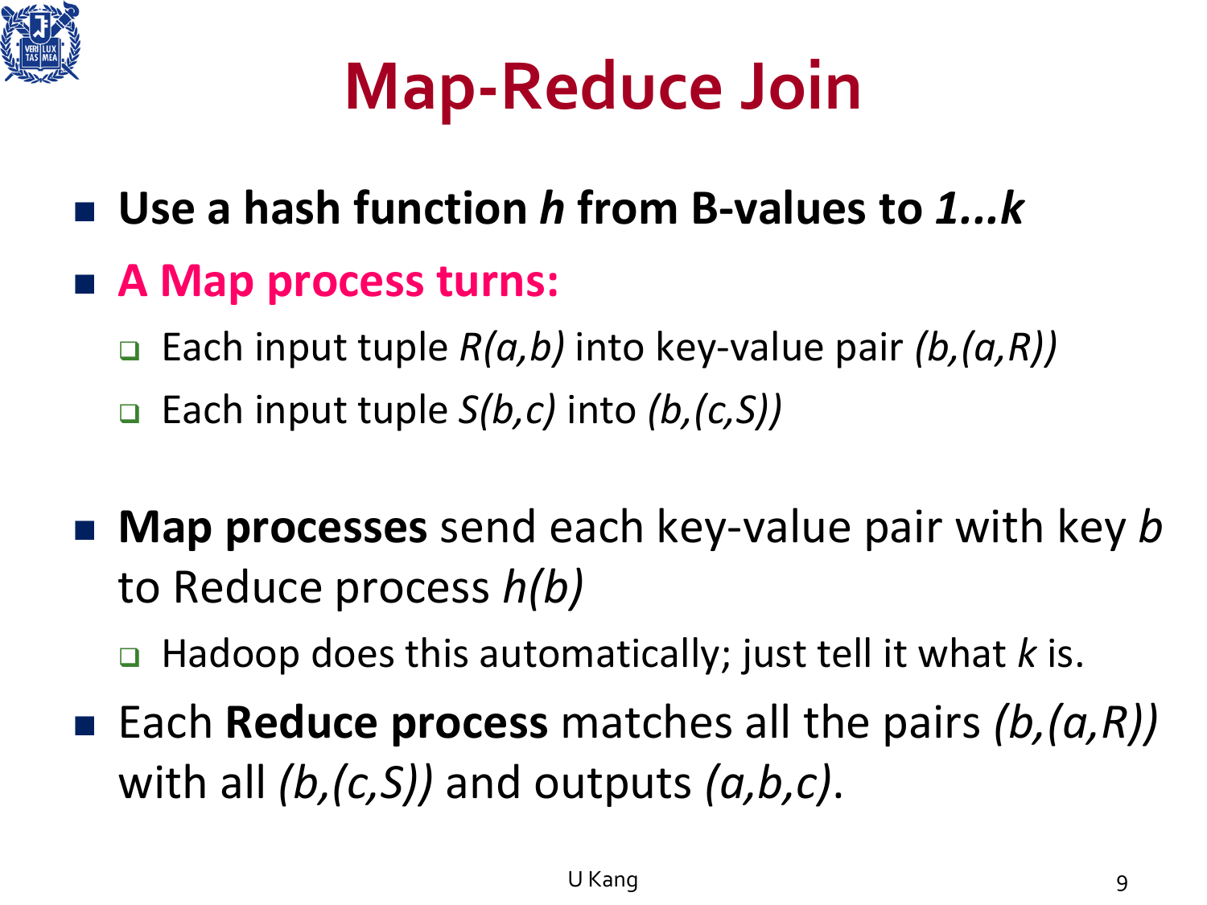# Map-Reduce Join

- **Use a hash function *h* from B-values to *1...k***
- **A Map process turns:**
  - Each input tuple *R(a,b)* into key-value pair *(b,(a,R))*
  - Each input tuple *S(b,c)* into *(b,(c,S))*

- **Map processes** send each key-value pair with key *b* to Reduce process *h(b)*
  - Hadoop does this automatically; just tell it what *k* is.
- Each **Reduce process** matches all the pairs *(b,(a,R))* with all *(b,(c,S))* and outputs *(a,b,c)*.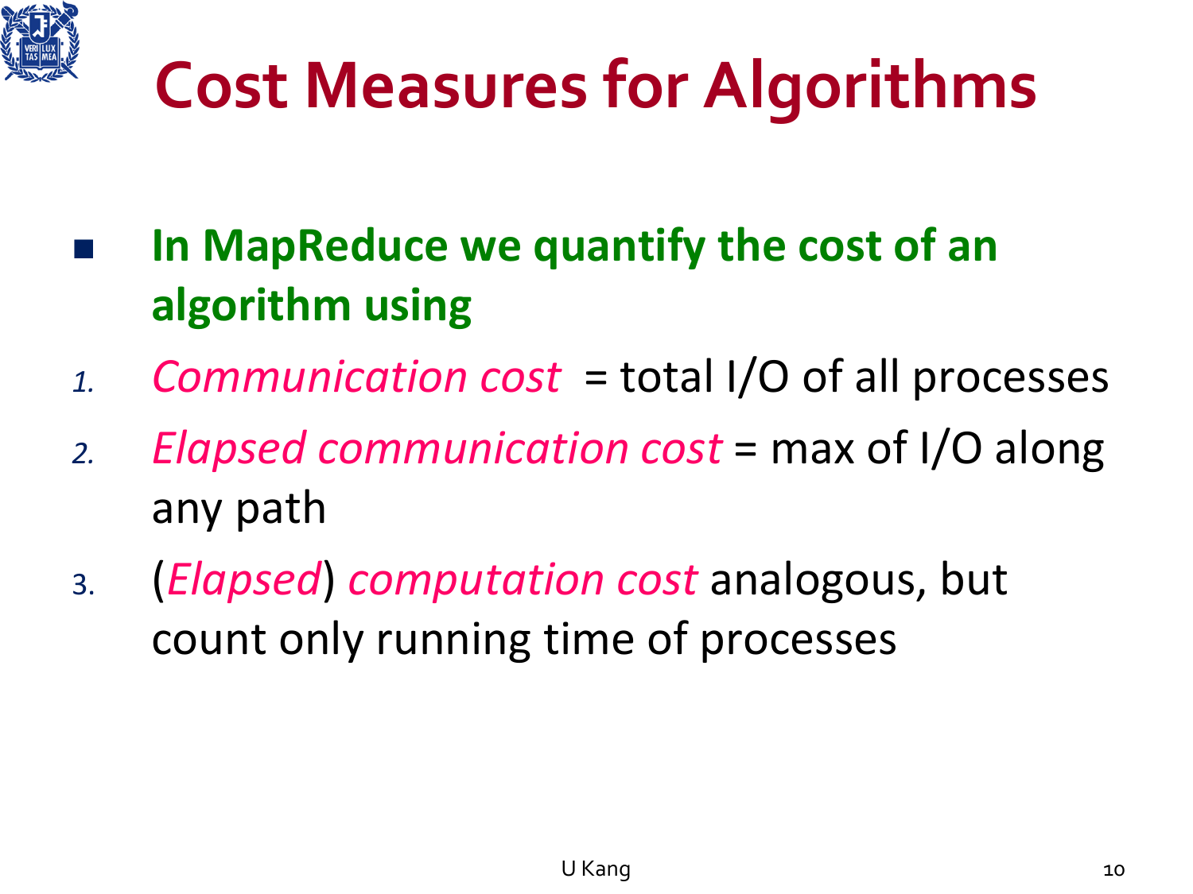# Cost Measures for Algorithms

- **In MapReduce we quantify the cost of an algorithm using**

1. *Communication cost* = total I/O of all processes
2. *Elapsed communication cost* = max of I/O along any path
3. (*Elapsed*) *computation cost* analogous, but count only running time of processes

U Kang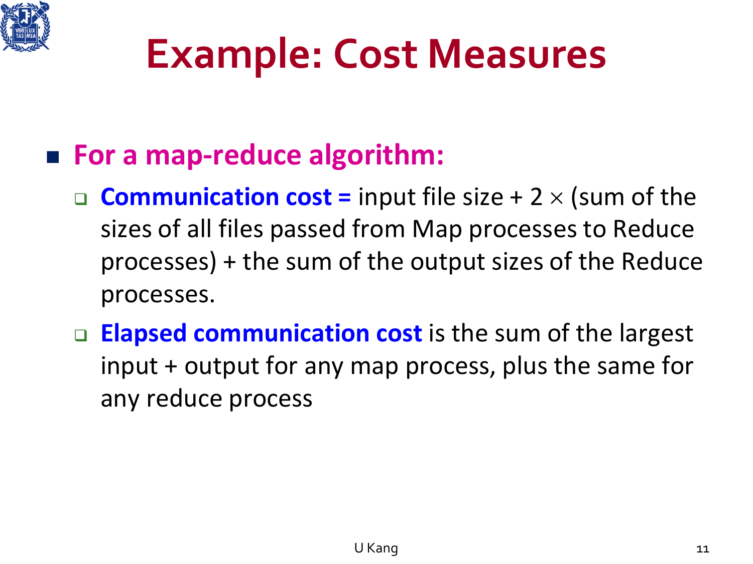# Example: Cost Measures

- **For a map-reduce algorithm:**
  - **Communication cost =** input file size + 2 $\times$ (sum of the sizes of all files passed from Map processes to Reduce processes) + the sum of the output sizes of the Reduce processes.
  - **Elapsed communication cost** is the sum of the largest input + output for any map process, plus the same for any reduce process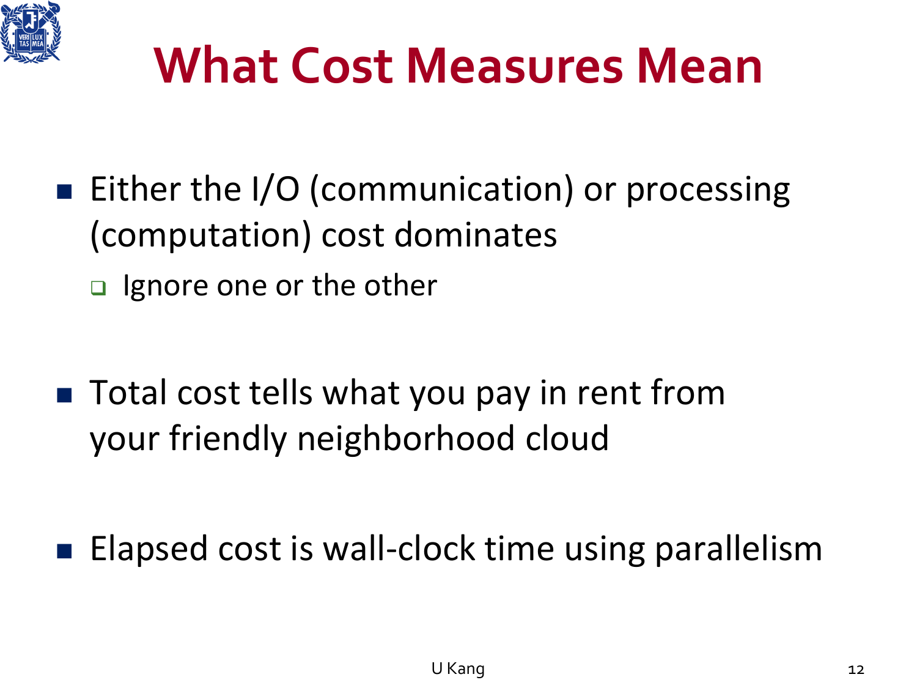# What Cost Measures Mean

- Either the I/O (communication) or processing (computation) cost dominates
  - Ignore one or the other

- Total cost tells what you pay in rent from your friendly neighborhood cloud

- Elapsed cost is wall-clock time using parallelism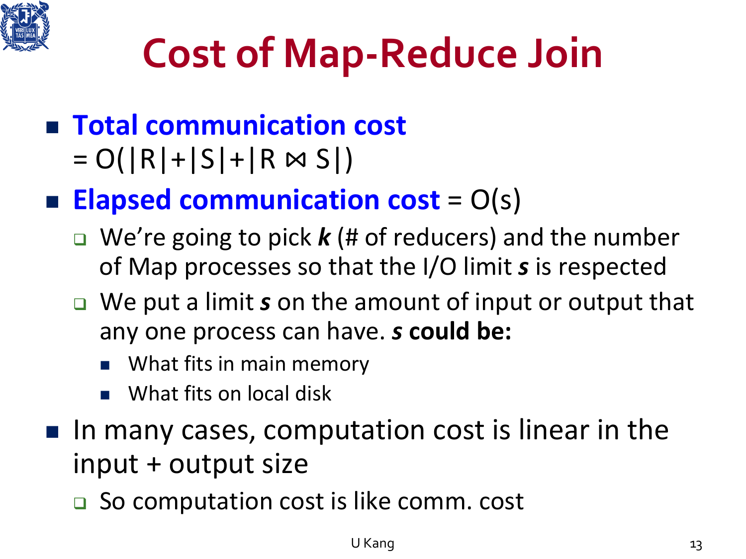# Cost of Map-Reduce Join

- **Total communication cost** $= O(|R|+|S|+|R \bowtie S|)$
- **Elapsed communication cost** $= O(s)$
  - We're going to pick ***k*** (# of reducers) and the number of Map processes so that the I/O limit ***s*** is respected
  - We put a limit ***s*** on the amount of input or output that any one process can have. ***s* could be:**
    - What fits in main memory
    - What fits on local disk
- In many cases, computation cost is linear in the input + output size
  - So computation cost is like comm. cost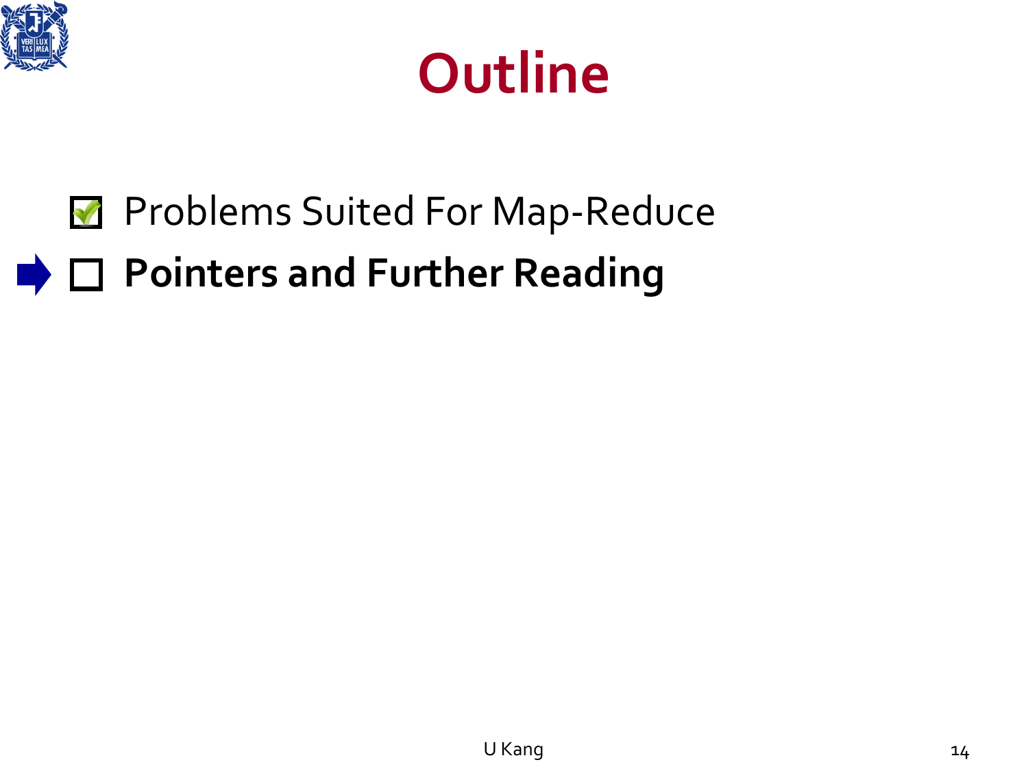# Outline

- [x] Problems Suited For Map-Reduce
- [ ] **Pointers and Further Reading**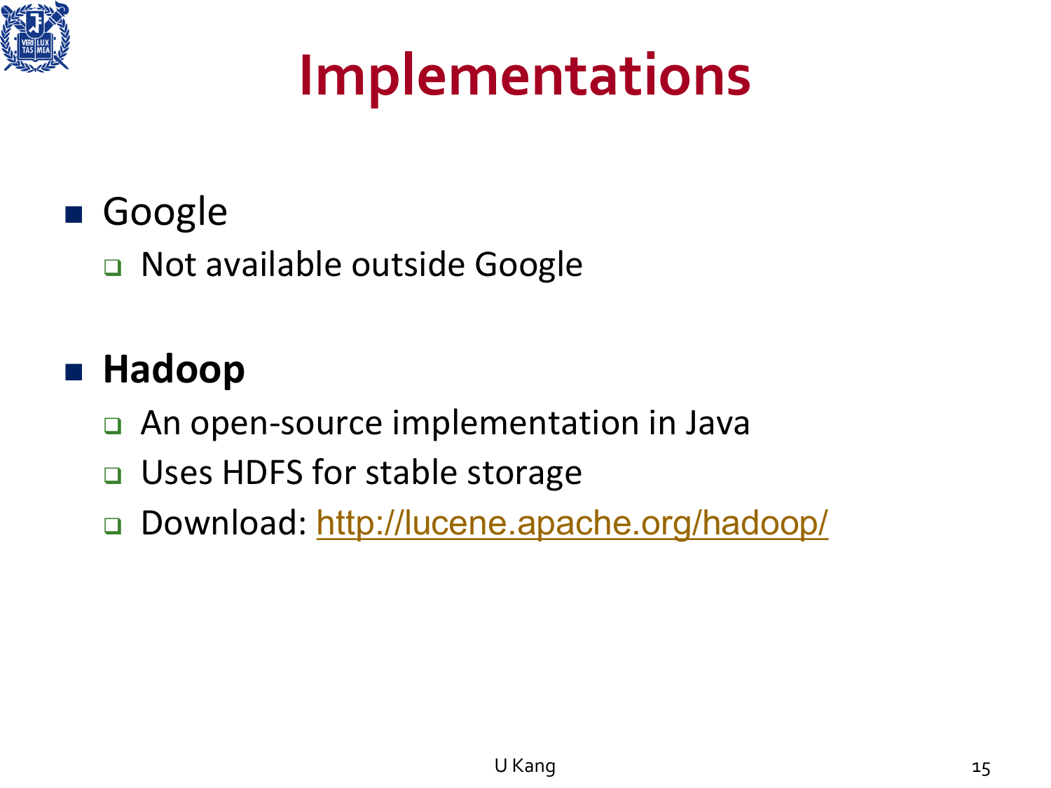# Implementations

- Google
  - Not available outside Google
- **Hadoop**
  - An open-source implementation in Java
  - Uses HDFS for stable storage
  - Download: http://lucene.apache.org/hadoop/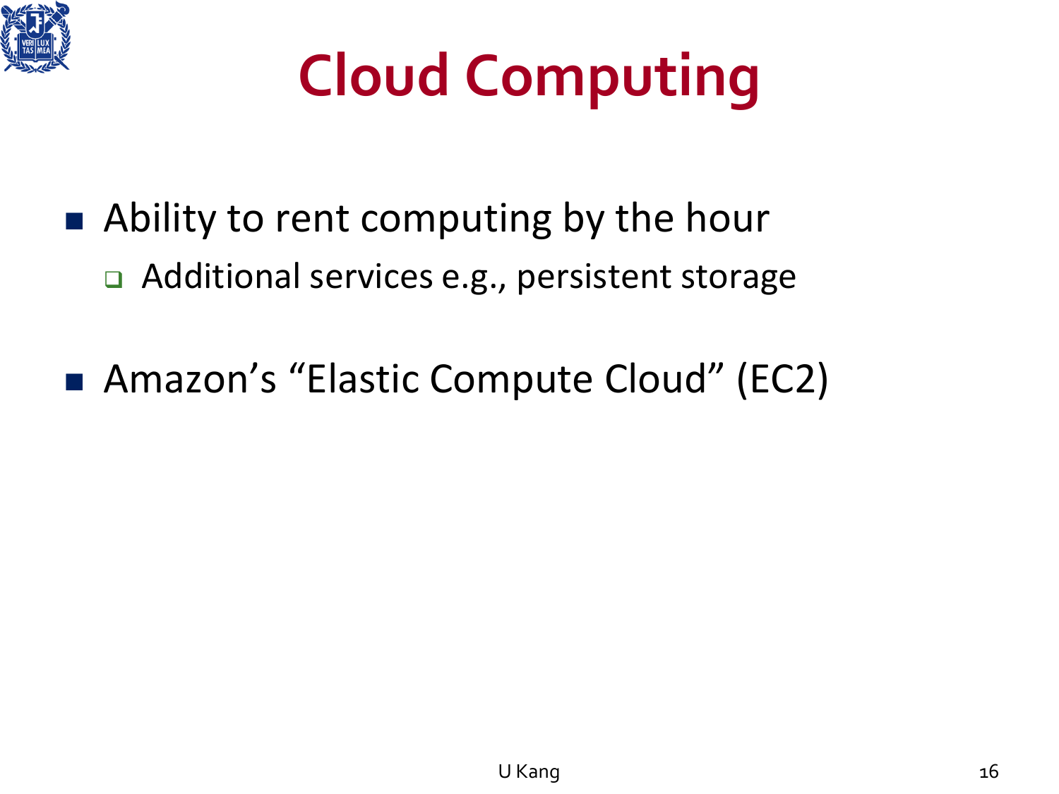# Cloud Computing

- Ability to rent computing by the hour
  - Additional services e.g., persistent storage

- Amazon's "Elastic Compute Cloud" (EC2)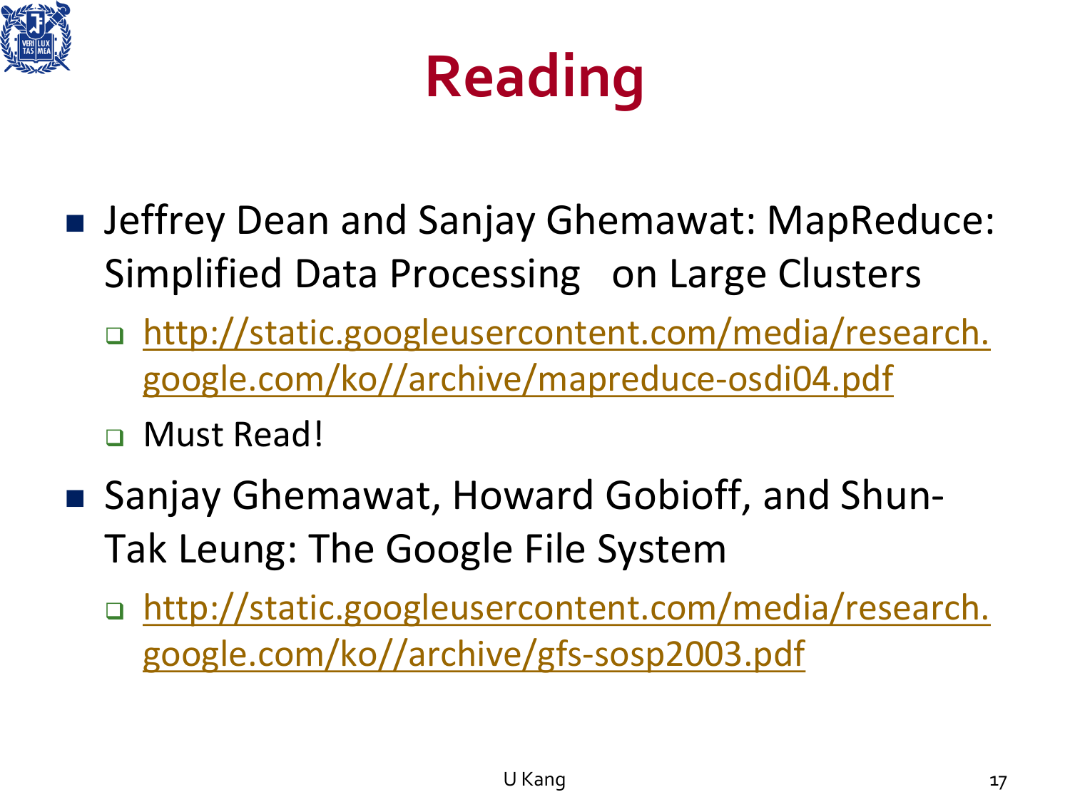# Reading

- Jeffrey Dean and Sanjay Ghemawat: MapReduce: Simplified Data Processing on Large Clusters
  - http://static.googleusercontent.com/media/research.google.com/ko//archive/mapreduce-osdi04.pdf
  - Must Read!
- Sanjay Ghemawat, Howard Gobioff, and Shun-Tak Leung: The Google File System
  - http://static.googleusercontent.com/media/research.google.com/ko//archive/gfs-sosp2003.pdf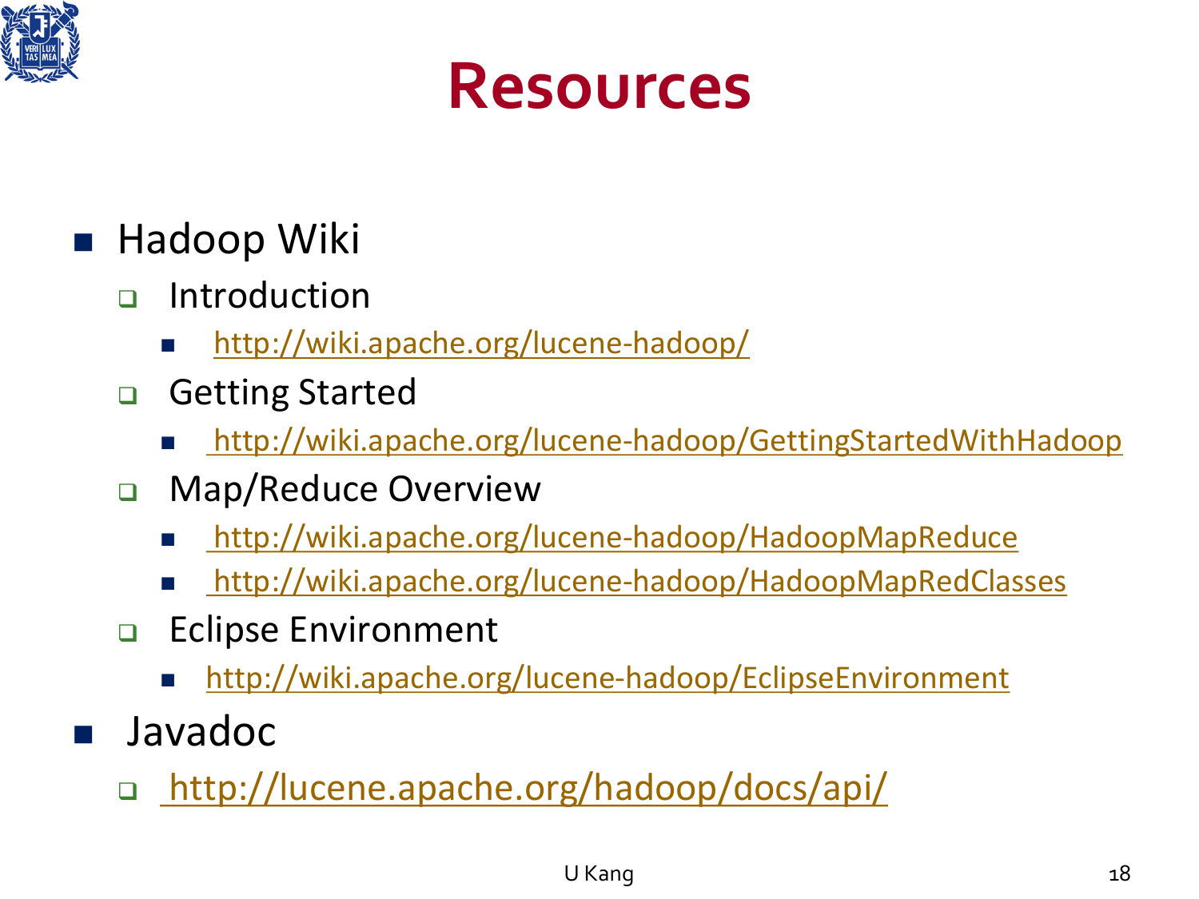# Resources

- Hadoop Wiki
  - Introduction
    - http://wiki.apache.org/lucene-hadoop/
  - Getting Started
    - http://wiki.apache.org/lucene-hadoop/GettingStartedWithHadoop
  - Map/Reduce Overview
    - http://wiki.apache.org/lucene-hadoop/HadoopMapReduce
    - http://wiki.apache.org/lucene-hadoop/HadoopMapRedClasses
  - Eclipse Environment
    - http://wiki.apache.org/lucene-hadoop/EclipseEnvironment
- Javadoc
  - http://lucene.apache.org/hadoop/docs/api/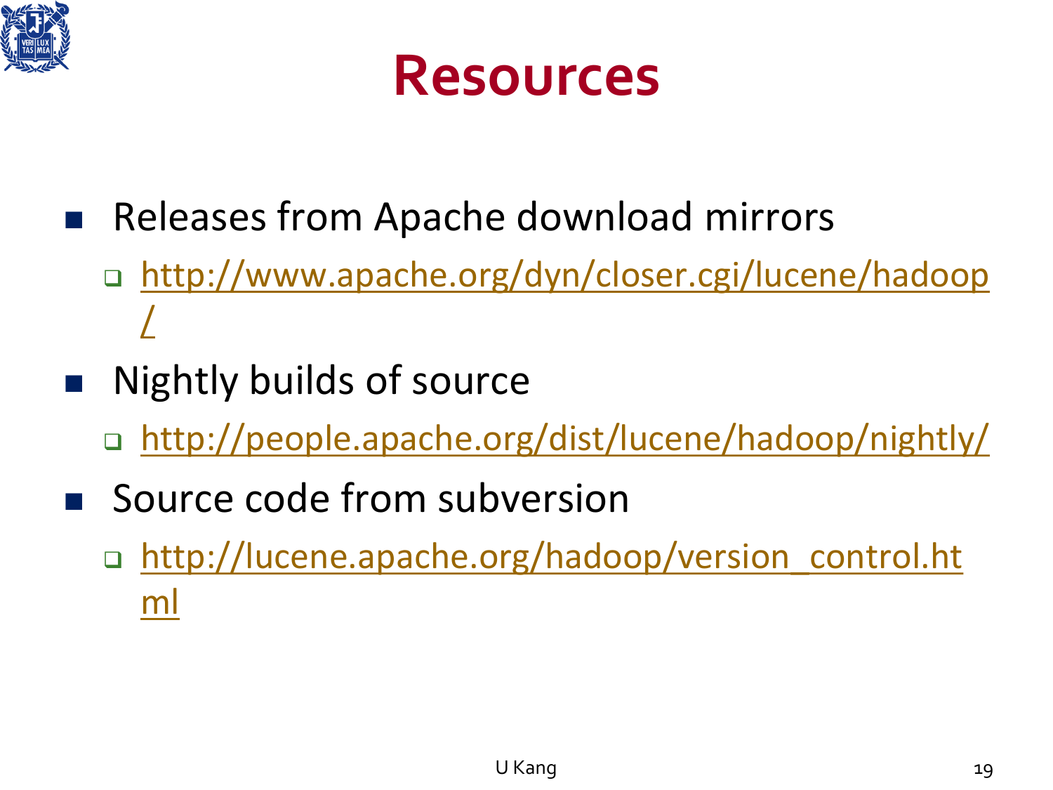# Resources

- Releases from Apache download mirrors
  - http://www.apache.org/dyn/closer.cgi/lucene/hadoop/
- Nightly builds of source
  - http://people.apache.org/dist/lucene/hadoop/nightly/
- Source code from subversion
  - http://lucene.apache.org/hadoop/version_control.html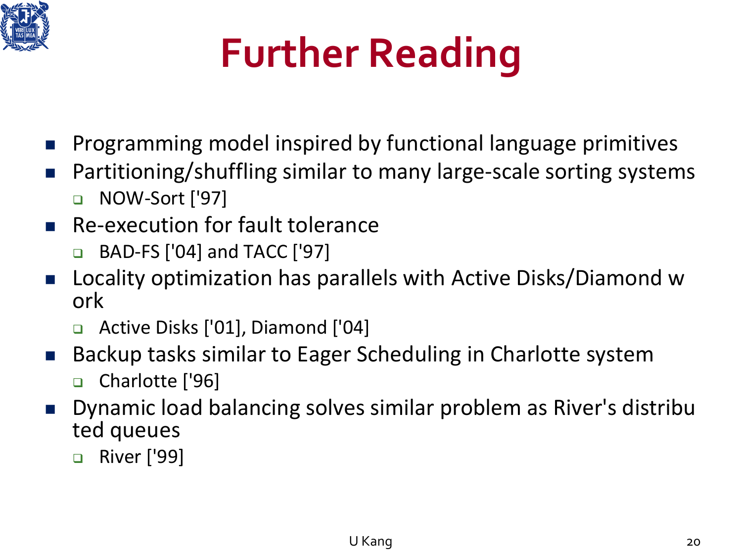# Further Reading

- Programming model inspired by functional language primitives
- Partitioning/shuffling similar to many large-scale sorting systems
  - NOW-Sort ['97]
- Re-execution for fault tolerance
  - BAD-FS ['04] and TACC ['97]
- Locality optimization has parallels with Active Disks/Diamond work
  - Active Disks ['01], Diamond ['04]
- Backup tasks similar to Eager Scheduling in Charlotte system
  - Charlotte ['96]
- Dynamic load balancing solves similar problem as River's distributed queues
  - River ['99]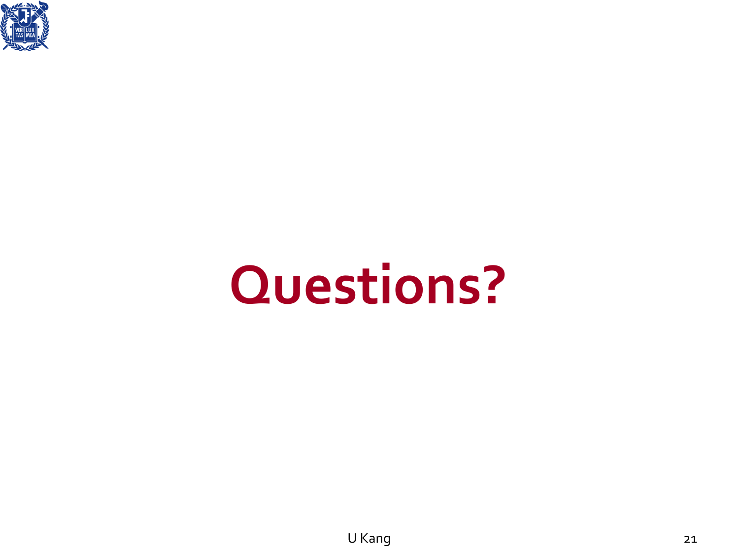# Questions?